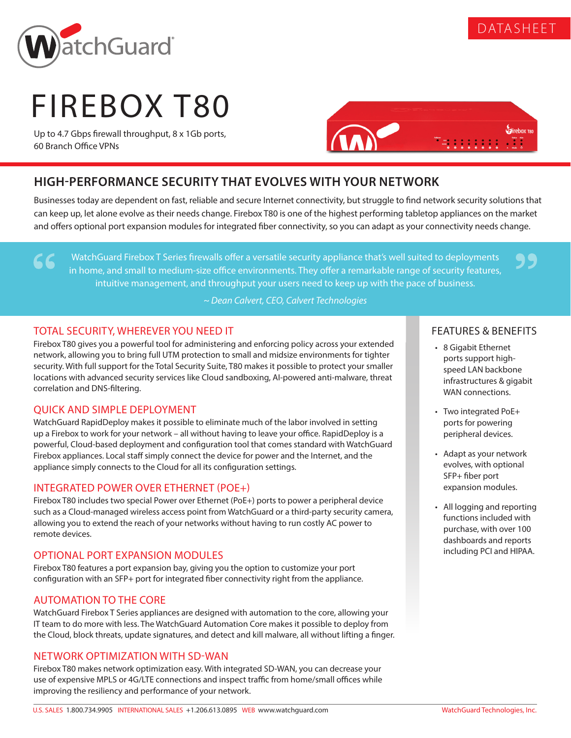DATASHEET

# FIREBOX T80

Up to 4.7 Gbps firewall throughput, 8 x 1Gb ports, 60 Branch Office VPNs

## HIGH-PERFORMANCE SECURITY THAT EVOLVES WITH YOUR NETWORK

Businesses today are dependent on fast, reliable and secure Internet connectivity, but struggle to find network security solutions that can keep up, let alone evolve as their needs change. Firebox T80 is one of the highest performing tabletop appliances on the market and offers optional port expansion modules for integrated fiber connectivity, so you can adapt as your connectivity needs change.

> "WatchGuard Firebox T Series firewalls offer a versatile security appliance that's well suited to deployments in home, and small to medium-size office environments. They offer a remarkable range of security features, intuitive management, and throughput your users need to keep up with the pace of business."
>
> *~ Dean Calvert, CEO, Calvert Technologies*

### TOTAL SECURITY, WHEREVER YOU NEED IT

Firebox T80 gives you a powerful tool for administering and enforcing policy across your extended network, allowing you to bring full UTM protection to small and midsize environments for tighter security. With full support for the Total Security Suite, T80 makes it possible to protect your smaller locations with advanced security services like Cloud sandboxing, AI-powered anti-malware, threat correlation and DNS-filtering.

### QUICK AND SIMPLE DEPLOYMENT

WatchGuard RapidDeploy makes it possible to eliminate much of the labor involved in setting up a Firebox to work for your network – all without having to leave your office. RapidDeploy is a powerful, Cloud-based deployment and configuration tool that comes standard with WatchGuard Firebox appliances. Local staff simply connect the device for power and the Internet, and the appliance simply connects to the Cloud for all its configuration settings.

### INTEGRATED POWER OVER ETHERNET (POE+)

Firebox T80 includes two special Power over Ethernet (PoE+) ports to power a peripheral device such as a Cloud-managed wireless access point from WatchGuard or a third-party security camera, allowing you to extend the reach of your networks without having to run costly AC power to remote devices.

### OPTIONAL PORT EXPANSION MODULES

Firebox T80 features a port expansion bay, giving you the option to customize your port configuration with an SFP+ port for integrated fiber connectivity right from the appliance.

### AUTOMATION TO THE CORE

WatchGuard Firebox T Series appliances are designed with automation to the core, allowing your IT team to do more with less. The WatchGuard Automation Core makes it possible to deploy from the Cloud, block threats, update signatures, and detect and kill malware, all without lifting a finger.

### NETWORK OPTIMIZATION WITH SD-WAN

Firebox T80 makes network optimization easy. With integrated SD-WAN, you can decrease your use of expensive MPLS or 4G/LTE connections and inspect traffic from home/small offices while improving the resiliency and performance of your network.

### FEATURES & BENEFITS

- 8 Gigabit Ethernet ports support high-speed LAN backbone infrastructures & gigabit WAN connections.
- Two integrated PoE+ ports for powering peripheral devices.
- Adapt as your network evolves, with optional SFP+ fiber port expansion modules.
- All logging and reporting functions included with purchase, with over 100 dashboards and reports including PCI and HIPAA.

U.S. SALES 1.800.734.9905 INTERNATIONAL SALES +1.206.613.0895 WEB www.watchguard.com WatchGuard Technologies, Inc.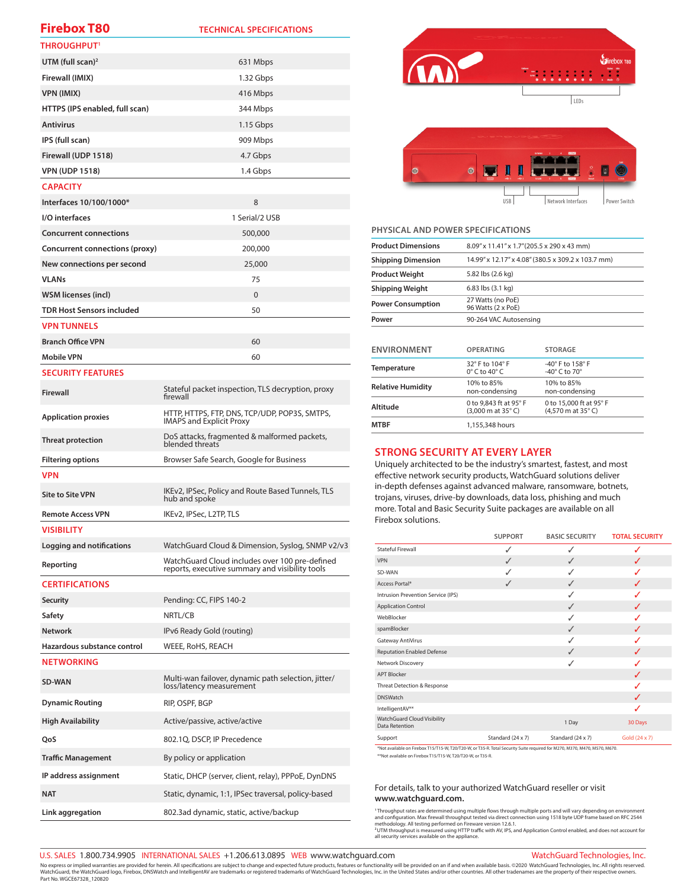# Firebox T80

## TECHNICAL SPECIFICATIONS

### THROUGHPUT[1]

| | |
|---|---|
| UTM (full scan)[2] | 631 Mbps |
| Firewall (IMIX) | 1.32 Gbps |
| VPN (IMIX) | 416 Mbps |
| HTTPS (IPS enabled, full scan) | 344 Mbps |
| Antivirus | 1.15 Gbps |
| IPS (full scan) | 909 Mbps |
| Firewall (UDP 1518) | 4.7 Gbps |
| VPN (UDP 1518) | 1.4 Gbps |

### CAPACITY

| | |
|---|---|
| Interfaces 10/100/1000* | 8 |
| I/O interfaces | 1 Serial/2 USB |
| Concurrent connections | 500,000 |
| Concurrent connections (proxy) | 200,000 |
| New connections per second | 25,000 |
| VLANs | 75 |
| WSM licenses (incl) | 0 |
| TDR Host Sensors included | 50 |

### VPN TUNNELS

| | |
|---|---|
| Branch Office VPN | 60 |
| Mobile VPN | 60 |

### SECURITY FEATURES

| | |
|---|---|
| Firewall | Stateful packet inspection, TLS decryption, proxy firewall |
| Application proxies | HTTP, HTTPS, FTP, DNS, TCP/UDP, POP3S, SMTPS, IMAPS and Explicit Proxy |
| Threat protection | DoS attacks, fragmented & malformed packets, blended threats |
| Filtering options | Browser Safe Search, Google for Business |

### VPN

| | |
|---|---|
| Site to Site VPN | IKEv2, IPSec, Policy and Route Based Tunnels, TLS hub and spoke |
| Remote Access VPN | IKEv2, IPSec, L2TP, TLS |

### VISIBILITY

| | |
|---|---|
| Logging and notifications | WatchGuard Cloud & Dimension, Syslog, SNMP v2/v3 |
| Reporting | WatchGuard Cloud includes over 100 pre-defined reports, executive summary and visibility tools |

### CERTIFICATIONS

| | |
|---|---|
| Security | Pending: CC, FIPS 140-2 |
| Safety | NRTL/CB |
| Network | IPv6 Ready Gold (routing) |
| Hazardous substance control | WEEE, RoHS, REACH |

### NETWORKING

| | |
|---|---|
| SD-WAN | Multi-wan failover, dynamic path selection, jitter/loss/latency measurement |
| Dynamic Routing | RIP, OSPF, BGP |
| High Availability | Active/passive, active/active |
| QoS | 802.1Q, DSCP, IP Precedence |
| Traffic Management | By policy or application |
| IP address assignment | Static, DHCP (server, client, relay), PPPoE, DynDNS |
| NAT | Static, dynamic, 1:1, IPSec traversal, policy-based |
| Link aggregation | 802.3ad dynamic, static, active/backup |

LEDs

USB | Network Interfaces | Power Switch

### PHYSICAL AND POWER SPECIFICATIONS

| | |
|---|---|
| Product Dimensions | 8.09" x 11.41" x 1.7" (205.5 x 290 x 43 mm) |
| Shipping Dimension | 14.99" x 12.17" x 4.08" (380.5 x 309.2 x 103.7 mm) |
| Product Weight | 5.82 lbs (2.6 kg) |
| Shipping Weight | 6.83 lbs (3.1 kg) |
| Power Consumption | 27 Watts (no PoE) 96 Watts (2 x PoE) |
| Power | 90-264 VAC Autosensing |

| ENVIRONMENT | OPERATING | STORAGE |
|---|---|---|
| Temperature | 32° F to 104° F 0° C to 40° C | -40° F to 158° F -40° C to 70° |
| Relative Humidity | 10% to 85% non-condensing | 10% to 85% non-condensing |
| Altitude | 0 to 9,843 ft at 95° F (3,000 m at 35° C) | 0 to 15,000 ft at 95° F (4,570 m at 35° C) |
| MTBF | 1,155,348 hours | |

## STRONG SECURITY AT EVERY LAYER

Uniquely architected to be the industry's smartest, fastest, and most effective network security products, WatchGuard solutions deliver in-depth defenses against advanced malware, ransomware, botnets, trojans, viruses, drive-by downloads, data loss, phishing and much more. Total and Basic Security Suite packages are available on all Firebox solutions.

| | SUPPORT | BASIC SECURITY | TOTAL SECURITY |
|---|---|---|---|
| Stateful Firewall | ✓ | ✓ | ✓ |
| VPN | ✓ | ✓ | ✓ |
| SD-WAN | ✓ | ✓ | ✓ |
| Access Portal* | ✓ | ✓ | ✓ |
| Intrusion Prevention Service (IPS) | | ✓ | ✓ |
| Application Control | | ✓ | ✓ |
| WebBlocker | | ✓ | ✓ |
| spamBlocker | | ✓ | ✓ |
| Gateway AntiVirus | | ✓ | ✓ |
| Reputation Enabled Defense | | ✓ | ✓ |
| Network Discovery | | ✓ | ✓ |
| APT Blocker | | | ✓ |
| Threat Detection & Response | | | ✓ |
| DNSWatch | | | ✓ |
| IntelligentAV** | | | ✓ |
| WatchGuard Cloud Visibility Data Retention | | 1 Day | 30 Days |
| Support | Standard (24 x 7) | Standard (24 x 7) | Gold (24 x 7) |

*Not available on Firebox T15/T15-W, T20/T20-W, or T35-R. Total Security Suite required for M270, M370, M470, M570, M670.
**Not available on Firebox T15/T15-W, T20/T20-W, or T35-R.

For details, talk to your authorized WatchGuard reseller or visit **www.watchguard.com.**

[1] Throughput rates are determined using multiple flows through multiple ports and will vary depending on environment and configuration. Max firewall throughput tested via direct connection using 1518 byte UDP frame based on RFC 2544 methodology. All testing performed on Fireware version 12.6.1.
[2] UTM throughput is measured using HTTP traffic with AV, IPS, and Application Control enabled, and does not account for all security services available on the appliance.

U.S. SALES 1.800.734.9905 INTERNATIONAL SALES +1.206.613.0895 WEB www.watchguard.com WatchGuard Technologies, Inc.

No express or implied warranties are provided for herein. All specifications are subject to change and expected future products, features or functionality will be provided on an if and when available basis. ©2020 WatchGuard Technologies, Inc. All rights reserved. WatchGuard, the WatchGuard logo, Firebox, DNSWatch and IntelligentAV are trademarks or registered trademarks of WatchGuard Technologies, Inc. in the United States and/or other countries. All other tradenames are the property of their respective owners. Part No. WGCE67328_120820